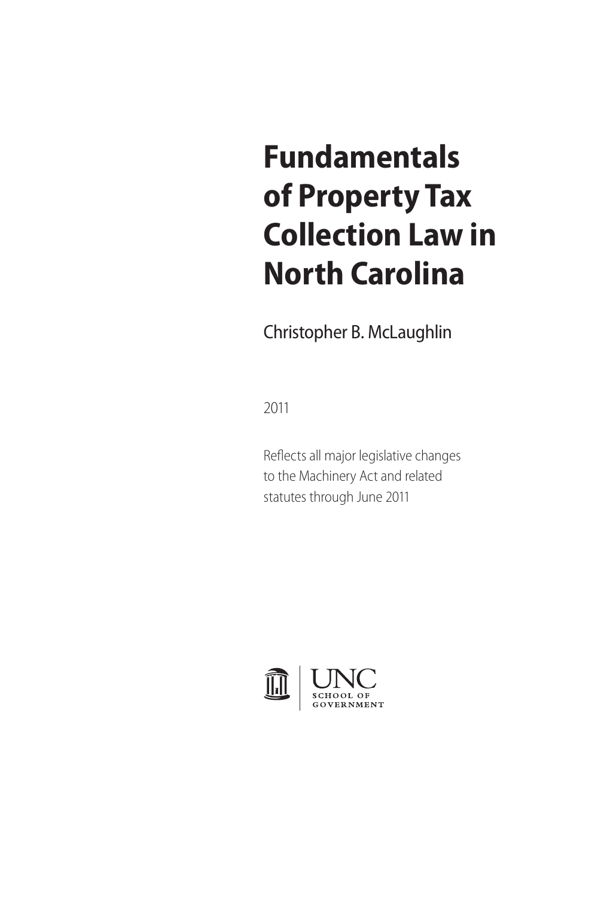# Fundamentals of Property Tax Collection Law in North Carolina

Christopher B. McLaughlin

2011

Reflects all major legislative changes to the Machinery Act and related statutes through June 2011

UNC
SCHOOL OF
GOVERNMENT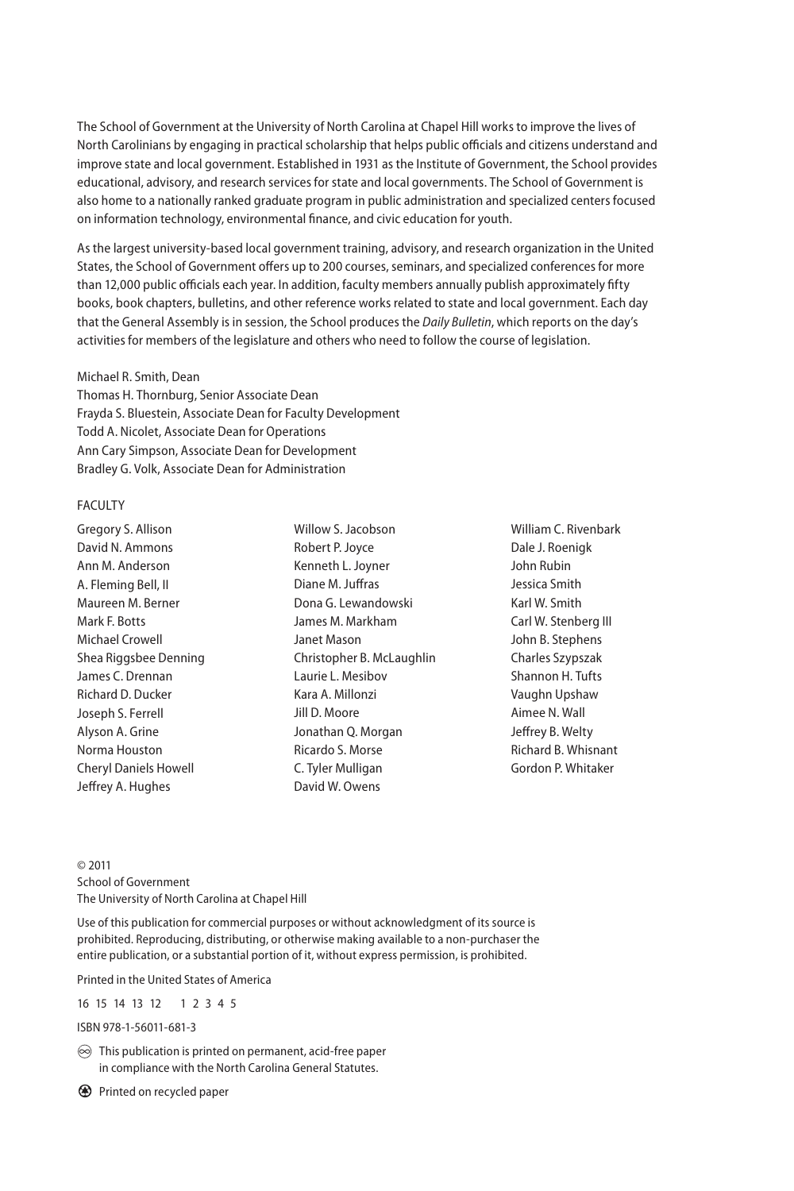The School of Government at the University of North Carolina at Chapel Hill works to improve the lives of North Carolinians by engaging in practical scholarship that helps public officials and citizens understand and improve state and local government. Established in 1931 as the Institute of Government, the School provides educational, advisory, and research services for state and local governments. The School of Government is also home to a nationally ranked graduate program in public administration and specialized centers focused on information technology, environmental finance, and civic education for youth.

As the largest university-based local government training, advisory, and research organization in the United States, the School of Government offers up to 200 courses, seminars, and specialized conferences for more than 12,000 public officials each year. In addition, faculty members annually publish approximately fifty books, book chapters, bulletins, and other reference works related to state and local government. Each day that the General Assembly is in session, the School produces the *Daily Bulletin*, which reports on the day's activities for members of the legislature and others who need to follow the course of legislation.

Michael R. Smith, Dean
Thomas H. Thornburg, Senior Associate Dean
Frayda S. Bluestein, Associate Dean for Faculty Development
Todd A. Nicolet, Associate Dean for Operations
Ann Cary Simpson, Associate Dean for Development
Bradley G. Volk, Associate Dean for Administration

FACULTY

Gregory S. Allison
David N. Ammons
Ann M. Anderson
A. Fleming Bell, II
Maureen M. Berner
Mark F. Botts
Michael Crowell
Shea Riggsbee Denning
James C. Drennan
Richard D. Ducker
Joseph S. Ferrell
Alyson A. Grine
Norma Houston
Cheryl Daniels Howell
Jeffrey A. Hughes
Willow S. Jacobson
Robert P. Joyce
Kenneth L. Joyner
Diane M. Juffras
Dona G. Lewandowski
James M. Markham
Janet Mason
Christopher B. McLaughlin
Laurie L. Mesibov
Kara A. Millonzi
Jill D. Moore
Jonathan Q. Morgan
Ricardo S. Morse
C. Tyler Mulligan
David W. Owens
William C. Rivenbark
Dale J. Roenigk
John Rubin
Jessica Smith
Karl W. Smith
Carl W. Stenberg III
John B. Stephens
Charles Szypszak
Shannon H. Tufts
Vaughn Upshaw
Aimee N. Wall
Jeffrey B. Welty
Richard B. Whisnant
Gordon P. Whitaker

© 2011
School of Government
The University of North Carolina at Chapel Hill

Use of this publication for commercial purposes or without acknowledgment of its source is prohibited. Reproducing, distributing, or otherwise making available to a non-purchaser the entire publication, or a substantial portion of it, without express permission, is prohibited.

Printed in the United States of America

16 15 14 13 12 1 2 3 4 5

ISBN 978-1-56011-681-3

This publication is printed on permanent, acid-free paper in compliance with the North Carolina General Statutes.

Printed on recycled paper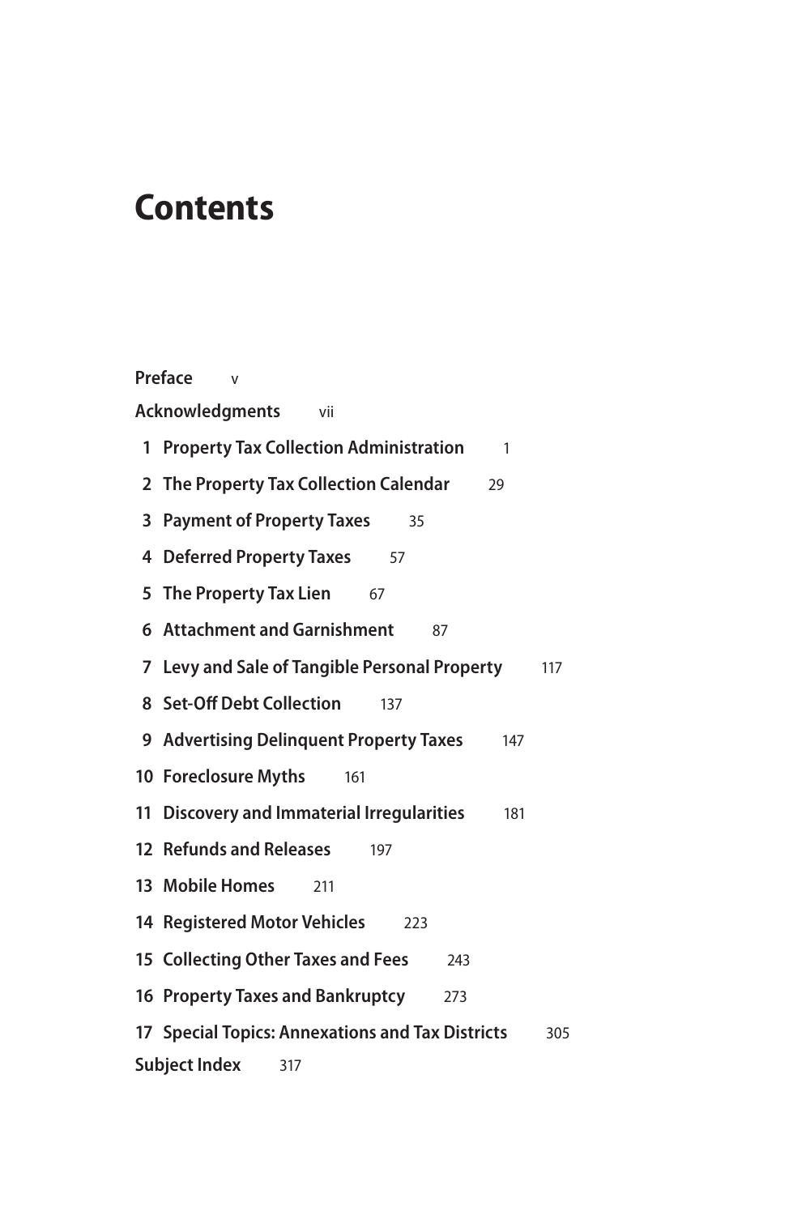# Contents

**Preface** v

**Acknowledgments** vii

**1 Property Tax Collection Administration** 1

**2 The Property Tax Collection Calendar** 29

**3 Payment of Property Taxes** 35

**4 Deferred Property Taxes** 57

**5 The Property Tax Lien** 67

**6 Attachment and Garnishment** 87

**7 Levy and Sale of Tangible Personal Property** 117

**8 Set-Off Debt Collection** 137

**9 Advertising Delinquent Property Taxes** 147

**10 Foreclosure Myths** 161

**11 Discovery and Immaterial Irregularities** 181

**12 Refunds and Releases** 197

**13 Mobile Homes** 211

**14 Registered Motor Vehicles** 223

**15 Collecting Other Taxes and Fees** 243

**16 Property Taxes and Bankruptcy** 273

**17 Special Topics: Annexations and Tax Districts** 305

**Subject Index** 317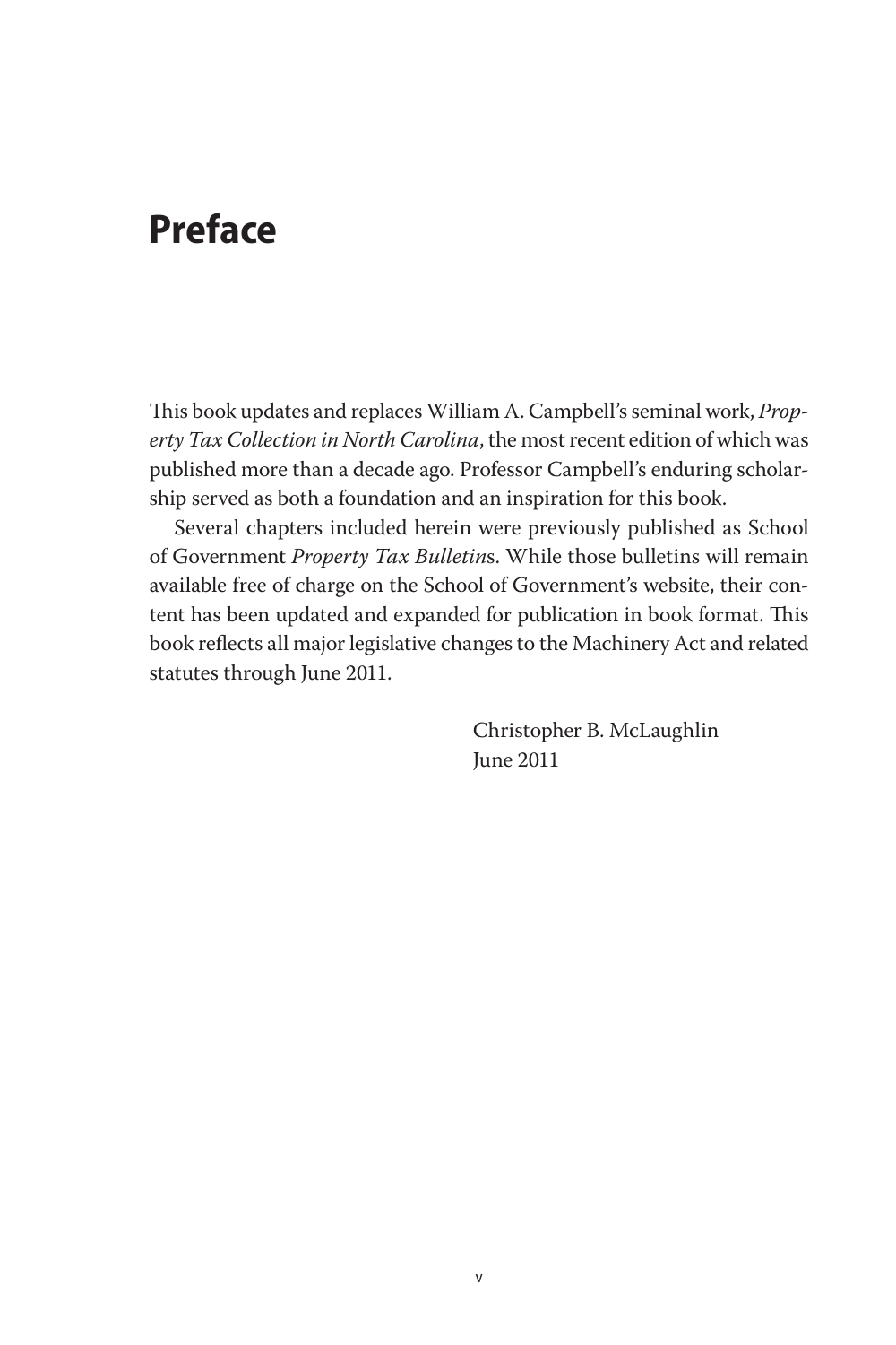# Preface

This book updates and replaces William A. Campbell's seminal work, *Property Tax Collection in North Carolina*, the most recent edition of which was published more than a decade ago. Professor Campbell's enduring scholarship served as both a foundation and an inspiration for this book.

Several chapters included herein were previously published as School of Government *Property Tax Bulletin*s. While those bulletins will remain available free of charge on the School of Government's website, their content has been updated and expanded for publication in book format. This book reflects all major legislative changes to the Machinery Act and related statutes through June 2011.

Christopher B. McLaughlin
June 2011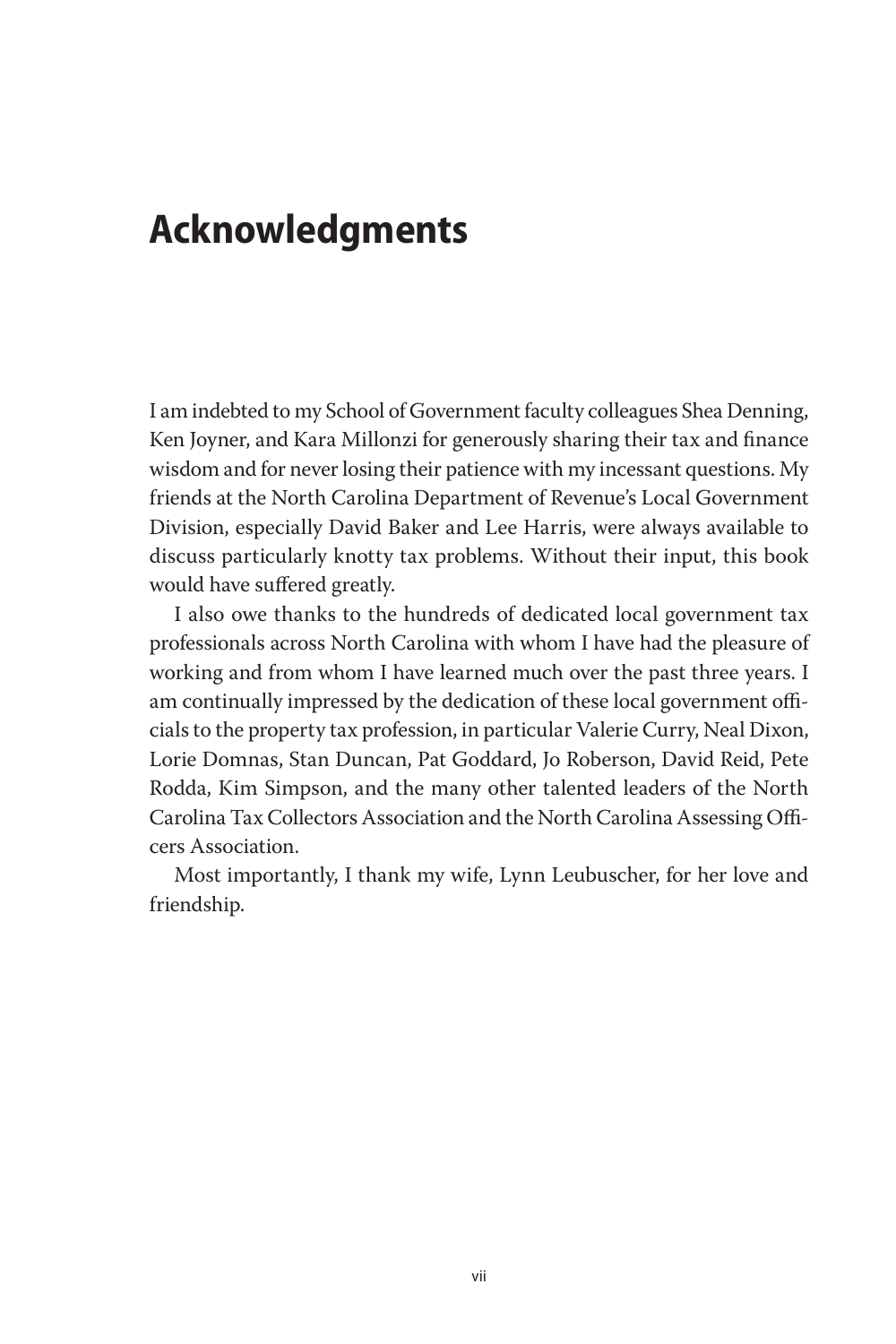# Acknowledgments

I am indebted to my School of Government faculty colleagues Shea Denning, Ken Joyner, and Kara Millonzi for generously sharing their tax and finance wisdom and for never losing their patience with my incessant questions. My friends at the North Carolina Department of Revenue's Local Government Division, especially David Baker and Lee Harris, were always available to discuss particularly knotty tax problems. Without their input, this book would have suffered greatly.

I also owe thanks to the hundreds of dedicated local government tax professionals across North Carolina with whom I have had the pleasure of working and from whom I have learned much over the past three years. I am continually impressed by the dedication of these local government officials to the property tax profession, in particular Valerie Curry, Neal Dixon, Lorie Domnas, Stan Duncan, Pat Goddard, Jo Roberson, David Reid, Pete Rodda, Kim Simpson, and the many other talented leaders of the North Carolina Tax Collectors Association and the North Carolina Assessing Officers Association.

Most importantly, I thank my wife, Lynn Leubuscher, for her love and friendship.